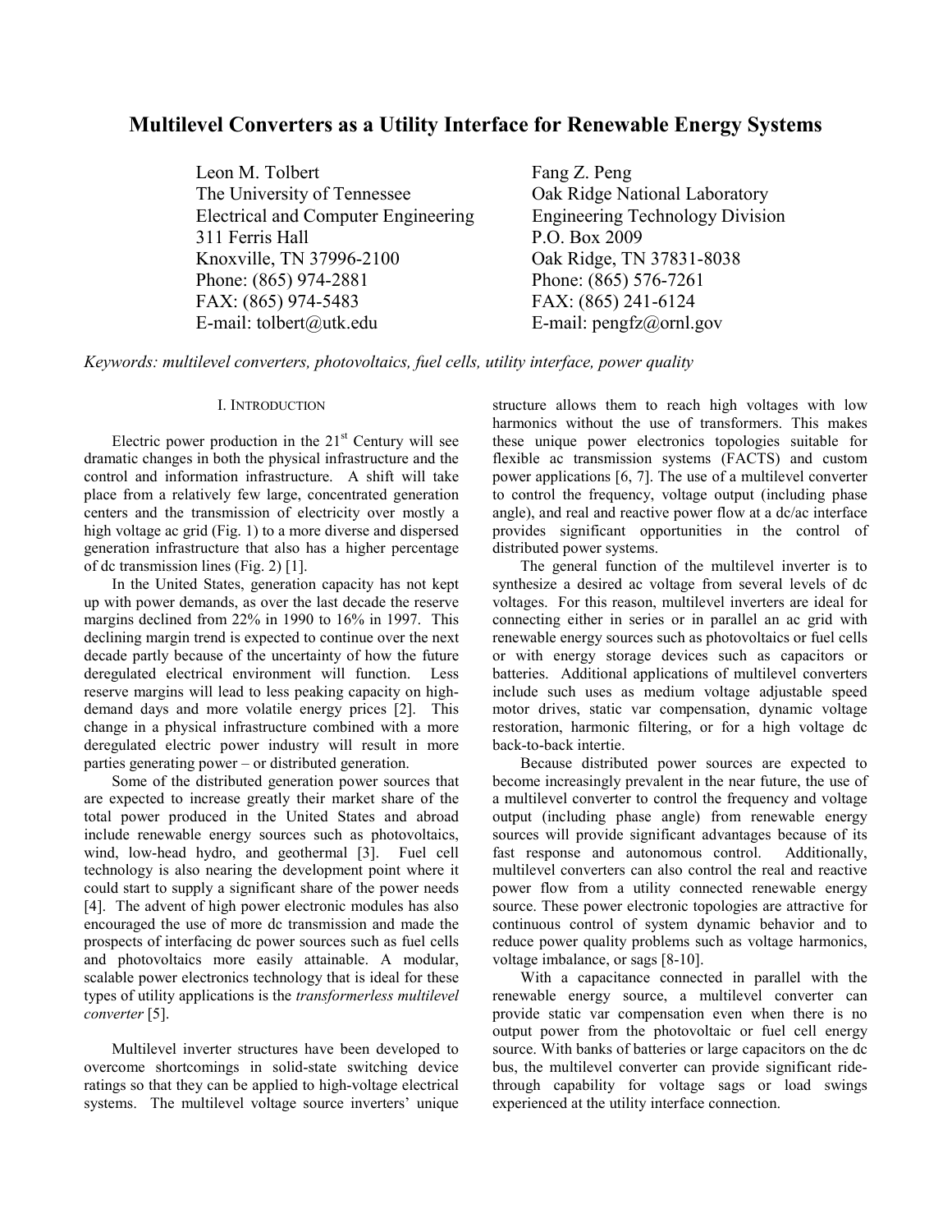# Multilevel Converters as a Utility Interface for Renewable Energy Systems

Leon M. Tolbert
The University of Tennessee
Electrical and Computer Engineering
311 Ferris Hall
Knoxville, TN 37996-2100
Phone: (865) 974-2881
FAX: (865) 974-5483
E-mail: tolbert@utk.edu

Fang Z. Peng
Oak Ridge National Laboratory
Engineering Technology Division
P.O. Box 2009
Oak Ridge, TN 37831-8038
Phone: (865) 576-7261
FAX: (865) 241-6124
E-mail: pengfz@ornl.gov

*Keywords: multilevel converters, photovoltaics, fuel cells, utility interface, power quality*

## I. Introduction

Electric power production in the 21st Century will see dramatic changes in both the physical infrastructure and the control and information infrastructure. A shift will take place from a relatively few large, concentrated generation centers and the transmission of electricity over mostly a high voltage ac grid (Fig. 1) to a more diverse and dispersed generation infrastructure that also has a higher percentage of dc transmission lines (Fig. 2) [1].

In the United States, generation capacity has not kept up with power demands, as over the last decade the reserve margins declined from 22% in 1990 to 16% in 1997. This declining margin trend is expected to continue over the next decade partly because of the uncertainty of how the future deregulated electrical environment will function. Less reserve margins will lead to less peaking capacity on high-demand days and more volatile energy prices [2]. This change in a physical infrastructure combined with a more deregulated electric power industry will result in more parties generating power – or distributed generation.

Some of the distributed generation power sources that are expected to increase greatly their market share of the total power produced in the United States and abroad include renewable energy sources such as photovoltaics, wind, low-head hydro, and geothermal [3]. Fuel cell technology is also nearing the development point where it could start to supply a significant share of the power needs [4]. The advent of high power electronic modules has also encouraged the use of more dc transmission and made the prospects of interfacing dc power sources such as fuel cells and photovoltaics more easily attainable. A modular, scalable power electronics technology that is ideal for these types of utility applications is the *transformerless multilevel converter* [5].

Multilevel inverter structures have been developed to overcome shortcomings in solid-state switching device ratings so that they can be applied to high-voltage electrical systems. The multilevel voltage source inverters' unique structure allows them to reach high voltages with low harmonics without the use of transformers. This makes these unique power electronics topologies suitable for flexible ac transmission systems (FACTS) and custom power applications [6, 7]. The use of a multilevel converter to control the frequency, voltage output (including phase angle), and real and reactive power flow at a dc/ac interface provides significant opportunities in the control of distributed power systems.

The general function of the multilevel inverter is to synthesize a desired ac voltage from several levels of dc voltages. For this reason, multilevel inverters are ideal for connecting either in series or in parallel an ac grid with renewable energy sources such as photovoltaics or fuel cells or with energy storage devices such as capacitors or batteries. Additional applications of multilevel converters include such uses as medium voltage adjustable speed motor drives, static var compensation, dynamic voltage restoration, harmonic filtering, or for a high voltage dc back-to-back intertie.

Because distributed power sources are expected to become increasingly prevalent in the near future, the use of a multilevel converter to control the frequency and voltage output (including phase angle) from renewable energy sources will provide significant advantages because of its fast response and autonomous control. Additionally, multilevel converters can also control the real and reactive power flow from a utility connected renewable energy source. These power electronic topologies are attractive for continuous control of system dynamic behavior and to reduce power quality problems such as voltage harmonics, voltage imbalance, or sags [8-10].

With a capacitance connected in parallel with the renewable energy source, a multilevel converter can provide static var compensation even when there is no output power from the photovoltaic or fuel cell energy source. With banks of batteries or large capacitors on the dc bus, the multilevel converter can provide significant ride-through capability for voltage sags or load swings experienced at the utility interface connection.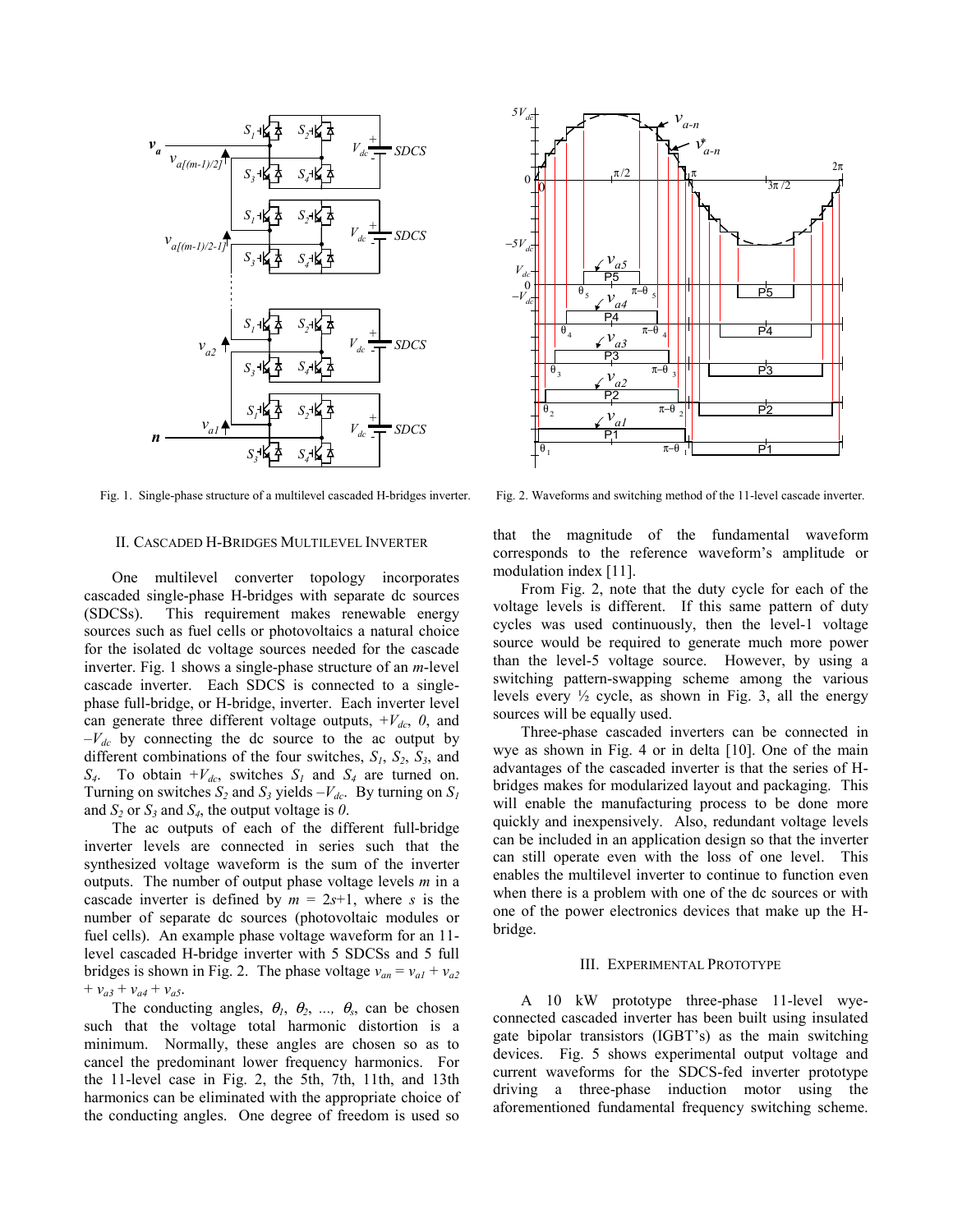Fig. 1. Single-phase structure of a multilevel cascaded H-bridges inverter.

Fig. 2. Waveforms and switching method of the 11-level cascade inverter.

## II. Cascaded H-Bridges Multilevel Inverter

One multilevel converter topology incorporates cascaded single-phase H-bridges with separate dc sources (SDCSs). This requirement makes renewable energy sources such as fuel cells or photovoltaics a natural choice for the isolated dc voltage sources needed for the cascade inverter. Fig. 1 shows a single-phase structure of an *m*-level cascade inverter. Each SDCS is connected to a single-phase full-bridge, or H-bridge, inverter. Each inverter level can generate three different voltage outputs, $+V_{dc}$, $0$, and $-V_{dc}$ by connecting the dc source to the ac output by different combinations of the four switches, $S_1$, $S_2$, $S_3$, and $S_4$. To obtain $+V_{dc}$, switches $S_1$ and $S_4$ are turned on. Turning on switches $S_2$ and $S_3$ yields $-V_{dc}$. By turning on $S_1$ and $S_2$ or $S_3$ and $S_4$, the output voltage is $0$.

The ac outputs of each of the different full-bridge inverter levels are connected in series such that the synthesized voltage waveform is the sum of the inverter outputs. The number of output phase voltage levels *m* in a cascade inverter is defined by $m = 2s+1$, where *s* is the number of separate dc sources (photovoltaic modules or fuel cells). An example phase voltage waveform for an 11-level cascaded H-bridge inverter with 5 SDCSs and 5 full bridges is shown in Fig. 2. The phase voltage $v_{an} = v_{a1} + v_{a2} + v_{a3} + v_{a4} + v_{a5}$.

The conducting angles, $\theta_1$, $\theta_2$, ..., $\theta_s$, can be chosen such that the voltage total harmonic distortion is a minimum. Normally, these angles are chosen so as to cancel the predominant lower frequency harmonics. For the 11-level case in Fig. 2, the 5th, 7th, 11th, and 13th harmonics can be eliminated with the appropriate choice of the conducting angles. One degree of freedom is used so that the magnitude of the fundamental waveform corresponds to the reference waveform's amplitude or modulation index [11].

From Fig. 2, note that the duty cycle for each of the voltage levels is different. If this same pattern of duty cycles was used continuously, then the level-1 voltage source would be required to generate much more power than the level-5 voltage source. However, by using a switching pattern-swapping scheme among the various levels every ½ cycle, as shown in Fig. 3, all the energy sources will be equally used.

Three-phase cascaded inverters can be connected in wye as shown in Fig. 4 or in delta [10]. One of the main advantages of the cascaded inverter is that the series of H-bridges makes for modularized layout and packaging. This will enable the manufacturing process to be done more quickly and inexpensively. Also, redundant voltage levels can be included in an application design so that the inverter can still operate even with the loss of one level. This enables the multilevel inverter to continue to function even when there is a problem with one of the dc sources or with one of the power electronics devices that make up the H-bridge.

## III. Experimental Prototype

A 10 kW prototype three-phase 11-level wye-connected cascaded inverter has been built using insulated gate bipolar transistors (IGBT's) as the main switching devices. Fig. 5 shows experimental output voltage and current waveforms for the SDCS-fed inverter prototype driving a three-phase induction motor using the aforementioned fundamental frequency switching scheme.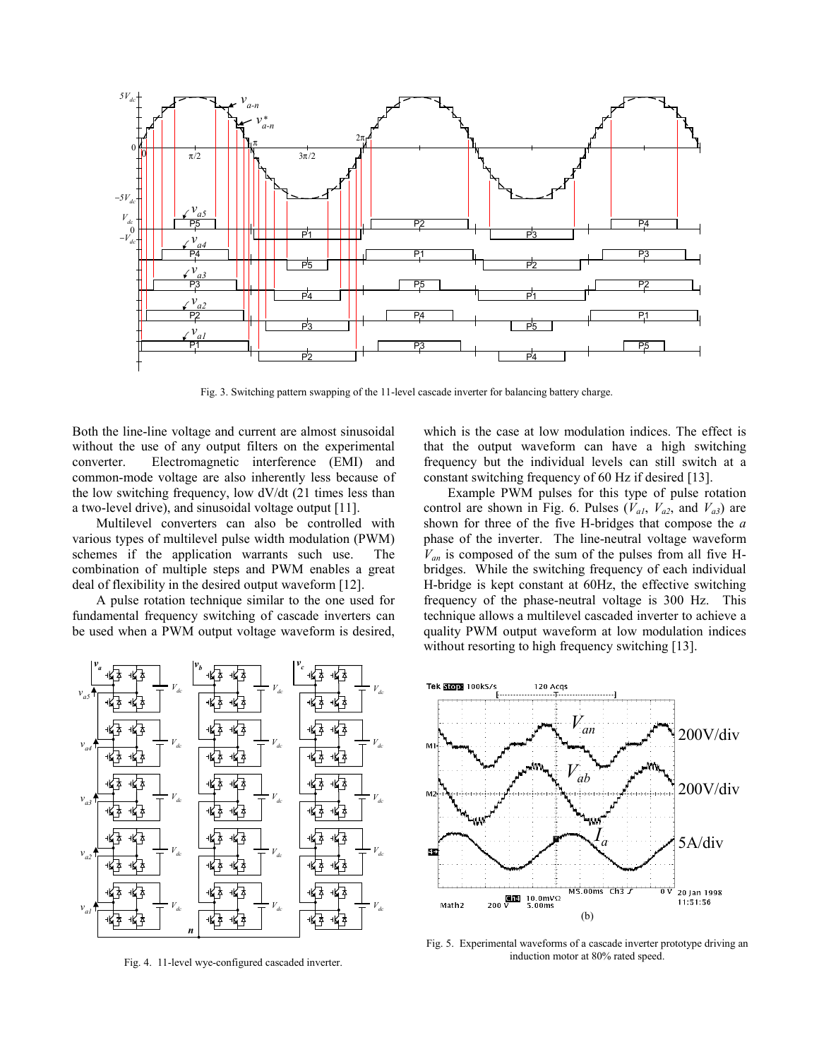Fig. 3. Switching pattern swapping of the 11-level cascade inverter for balancing battery charge.

Both the line-line voltage and current are almost sinusoidal without the use of any output filters on the experimental converter. Electromagnetic interference (EMI) and common-mode voltage are also inherently less because of the low switching frequency, low dV/dt (21 times less than a two-level drive), and sinusoidal voltage output [11].

Multilevel converters can also be controlled with various types of multilevel pulse width modulation (PWM) schemes if the application warrants such use. The combination of multiple steps and PWM enables a great deal of flexibility in the desired output waveform [12].

A pulse rotation technique similar to the one used for fundamental frequency switching of cascade inverters can be used when a PWM output voltage waveform is desired, which is the case at low modulation indices. The effect is that the output waveform can have a high switching frequency but the individual levels can still switch at a constant switching frequency of 60 Hz if desired [13].

Example PWM pulses for this type of pulse rotation control are shown in Fig. 6. Pulses ($V_{a1}$, $V_{a2}$, and $V_{a3}$) are shown for three of the five H-bridges that compose the *a* phase of the inverter. The line-neutral voltage waveform $V_{an}$ is composed of the sum of the pulses from all five H-bridges. While the switching frequency of each individual H-bridge is kept constant at 60Hz, the effective switching frequency of the phase-neutral voltage is 300 Hz. This technique allows a multilevel cascaded inverter to achieve a quality PWM output waveform at low modulation indices without resorting to high frequency switching [13].

Fig. 4. 11-level wye-configured cascaded inverter.

(b)

Fig. 5. Experimental waveforms of a cascade inverter prototype driving an induction motor at 80% rated speed.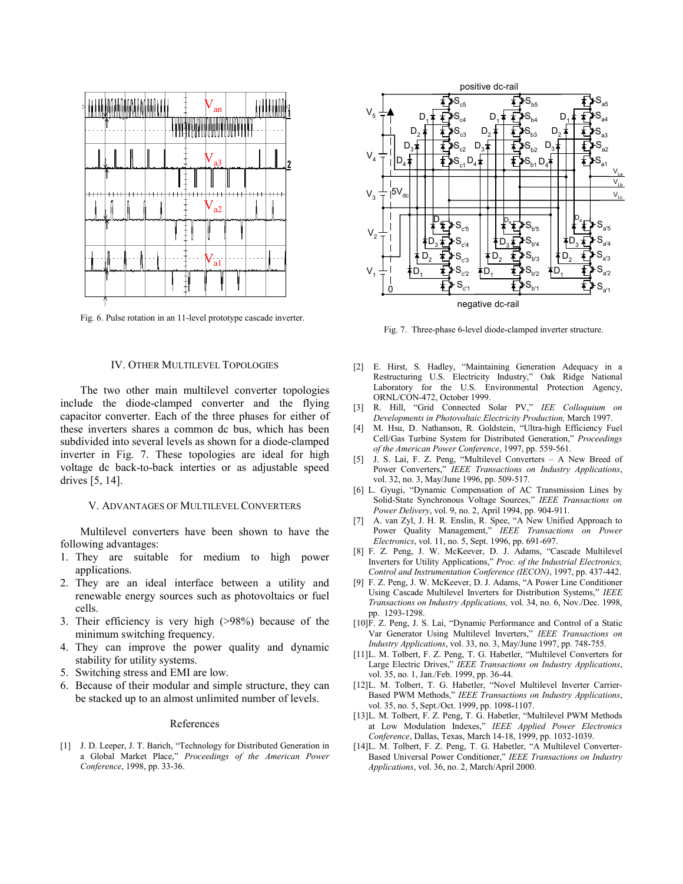$V_{an}$

$V_{a3}$

$V_{a2}$

$V_{a1}$

Fig. 6. Pulse rotation in an 11-level prototype cascade inverter.

positive dc-rail

$V_5$ $V_4$ $V_3$ $5V_{dc}$ $V_2$ $V_1$ 0

$S_{c5}$ $S_{c4}$ $S_{c3}$ $S_{c2}$ $S_{c1}$ $S_{b5}$ $S_{b4}$ $S_{b3}$ $S_{b2}$ $S_{b1}$ $S_{a5}$ $S_{a4}$ $S_{a3}$ $S_{a2}$ $S_{a1}$

$D_1$ $D_2$ $D_3$ $D_4$

$V_{La}$ $V_{Lb}$ $V_{Lc}$

$S_{c'5}$ $S_{c'4}$ $S_{c'3}$ $S_{c'2}$ $S_{c'1}$ $S_{b'5}$ $S_{b'4}$ $S_{b'3}$ $S_{b'2}$ $S_{b'1}$ $S_{a'5}$ $S_{a'4}$ $S_{a'3}$ $S_{a'2}$ $S_{a'1}$

negative dc-rail

Fig. 7. Three-phase 6-level diode-clamped inverter structure.

## IV. Other Multilevel Topologies

The two other main multilevel converter topologies include the diode-clamped converter and the flying capacitor converter. Each of the three phases for either of these inverters shares a common dc bus, which has been subdivided into several levels as shown for a diode-clamped inverter in Fig. 7. These topologies are ideal for high voltage dc back-to-back interties or as adjustable speed drives [5, 14].

## V. Advantages of Multilevel Converters

Multilevel converters have been shown to have the following advantages:

1. They are suitable for medium to high power applications.
2. They are an ideal interface between a utility and renewable energy sources such as photovoltaics or fuel cells.
3. Their efficiency is very high (>98%) because of the minimum switching frequency.
4. They can improve the power quality and dynamic stability for utility systems.
5. Switching stress and EMI are low.
6. Because of their modular and simple structure, they can be stacked up to an almost unlimited number of levels.

## References

[1] J. D. Leeper, J. T. Barich, "Technology for Distributed Generation in a Global Market Place," *Proceedings of the American Power Conference*, 1998, pp. 33-36.

[2] E. Hirst, S. Hadley, "Maintaining Generation Adequacy in a Restructuring U.S. Electricity Industry," Oak Ridge National Laboratory for the U.S. Environmental Protection Agency, ORNL/CON-472, October 1999.

[3] R. Hill, "Grid Connected Solar PV," *IEE Colloquium on Developments in Photovoltaic Electricity Production,* March 1997.

[4] M. Hsu, D. Nathanson, R. Goldstein, "Ultra-high Efficiency Fuel Cell/Gas Turbine System for Distributed Generation," *Proceedings of the American Power Conference*, 1997, pp. 559-561.

[5] J. S. Lai, F. Z. Peng, "Multilevel Converters – A New Breed of Power Converters," *IEEE Transactions on Industry Applications*, vol. 32, no. 3, May/June 1996, pp. 509-517.

[6] L. Gyugi, "Dynamic Compensation of AC Transmission Lines by Solid-State Synchronous Voltage Sources," *IEEE Transactions on Power Delivery*, vol. 9, no. 2, April 1994, pp. 904-911.

[7] A. van Zyl, J. H. R. Enslin, R. Spee, "A New Unified Approach to Power Quality Management," *IEEE Transactions on Power Electronics*, vol. 11, no. 5, Sept. 1996, pp. 691-697.

[8] F. Z. Peng, J. W. McKeever, D. J. Adams, "Cascade Multilevel Inverters for Utility Applications," *Proc. of the Industrial Electronics, Control and Instrumentation Conference (IECON)*, 1997, pp. 437-442.

[9] F. Z. Peng, J. W. McKeever, D. J. Adams, "A Power Line Conditioner Using Cascade Multilevel Inverters for Distribution Systems," *IEEE Transactions on Industry Applications,* vol. 34, no. 6, Nov./Dec. 1998, pp. 1293-1298.

[10] F. Z. Peng, J. S. Lai, "Dynamic Performance and Control of a Static Var Generator Using Multilevel Inverters," *IEEE Transactions on Industry Applications*, vol. 33, no. 3, May/June 1997, pp. 748-755.

[11] L. M. Tolbert, F. Z. Peng, T. G. Habetler, "Multilevel Converters for Large Electric Drives," *IEEE Transactions on Industry Applications*, vol. 35, no. 1, Jan./Feb. 1999, pp. 36-44.

[12] L. M. Tolbert, T. G. Habetler, "Novel Multilevel Inverter Carrier-Based PWM Methods," *IEEE Transactions on Industry Applications*, vol. 35, no. 5, Sept./Oct. 1999, pp. 1098-1107.

[13] L. M. Tolbert, F. Z. Peng, T. G. Habetler, "Multilevel PWM Methods at Low Modulation Indexes," *IEEE Applied Power Electronics Conference*, Dallas, Texas, March 14-18, 1999, pp. 1032-1039.

[14] L. M. Tolbert, F. Z. Peng, T. G. Habetler, "A Multilevel Converter-Based Universal Power Conditioner," *IEEE Transactions on Industry Applications*, vol. 36, no. 2, March/April 2000.